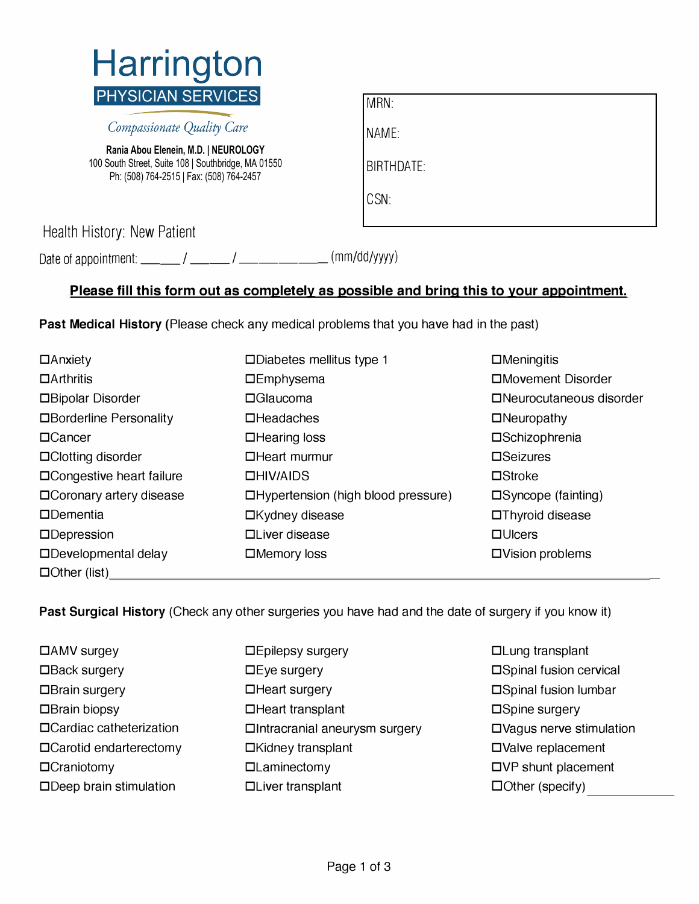# Harrington

**PHYSICIAN SERVICES**

*Compassionate Quality Care*

**Rania Abou Elenein, M.D. | NEUROLOGY**
100 South Street, Suite 108 | Southbridge, MA 01550
Ph: (508) 764-2515 | Fax: (508) 764-2457

MRN:

NAME:

BIRTHDATE:

CSN:

## Health History: New Patient

Date of appointment: _____ / _____ / ___________ (mm/dd/yyyy)

**Please fill this form out as completely as possible and bring this to your appointment.**

**Past Medical History (**Please check any medical problems that you have had in the past)

- ☐Anxiety
- ☐Arthritis
- ☐Bipolar Disorder
- ☐Borderline Personality
- ☐Cancer
- ☐Clotting disorder
- ☐Congestive heart failure
- ☐Coronary artery disease
- ☐Dementia
- ☐Depression
- ☐Developmental delay
- ☐Diabetes mellitus type 1
- ☐Emphysema
- ☐Glaucoma
- ☐Headaches
- ☐Hearing loss
- ☐Heart murmur
- ☐HIV/AIDS
- ☐Hypertension (high blood pressure)
- ☐Kydney disease
- ☐Liver disease
- ☐Memory loss
- ☐Meningitis
- ☐Movement Disorder
- ☐Neurocutaneous disorder
- ☐Neuropathy
- ☐Schizophrenia
- ☐Seizures
- ☐Stroke
- ☐Syncope (fainting)
- ☐Thyroid disease
- ☐Ulcers
- ☐Vision problems
- ☐Other (list)___________________________________________

**Past Surgical History** (Check any other surgeries you have had and the date of surgery if you know it)

- ☐AMV surgery
- ☐Back surgery
- ☐Brain surgery
- ☐Brain biopsy
- ☐Cardiac catheterization
- ☐Carotid endarterectomy
- ☐Craniotomy
- ☐Deep brain stimulation
- ☐Epilepsy surgery
- ☐Eye surgery
- ☐Heart surgery
- ☐Heart transplant
- ☐Intracranial aneurysm surgery
- ☐Kidney transplant
- ☐Laminectomy
- ☐Liver transplant
- ☐Lung transplant
- ☐Spinal fusion cervical
- ☐Spinal fusion lumbar
- ☐Spine surgery
- ☐Vagus nerve stimulation
- ☐Valve replacement
- ☐VP shunt placement
- ☐Other (specify) ___________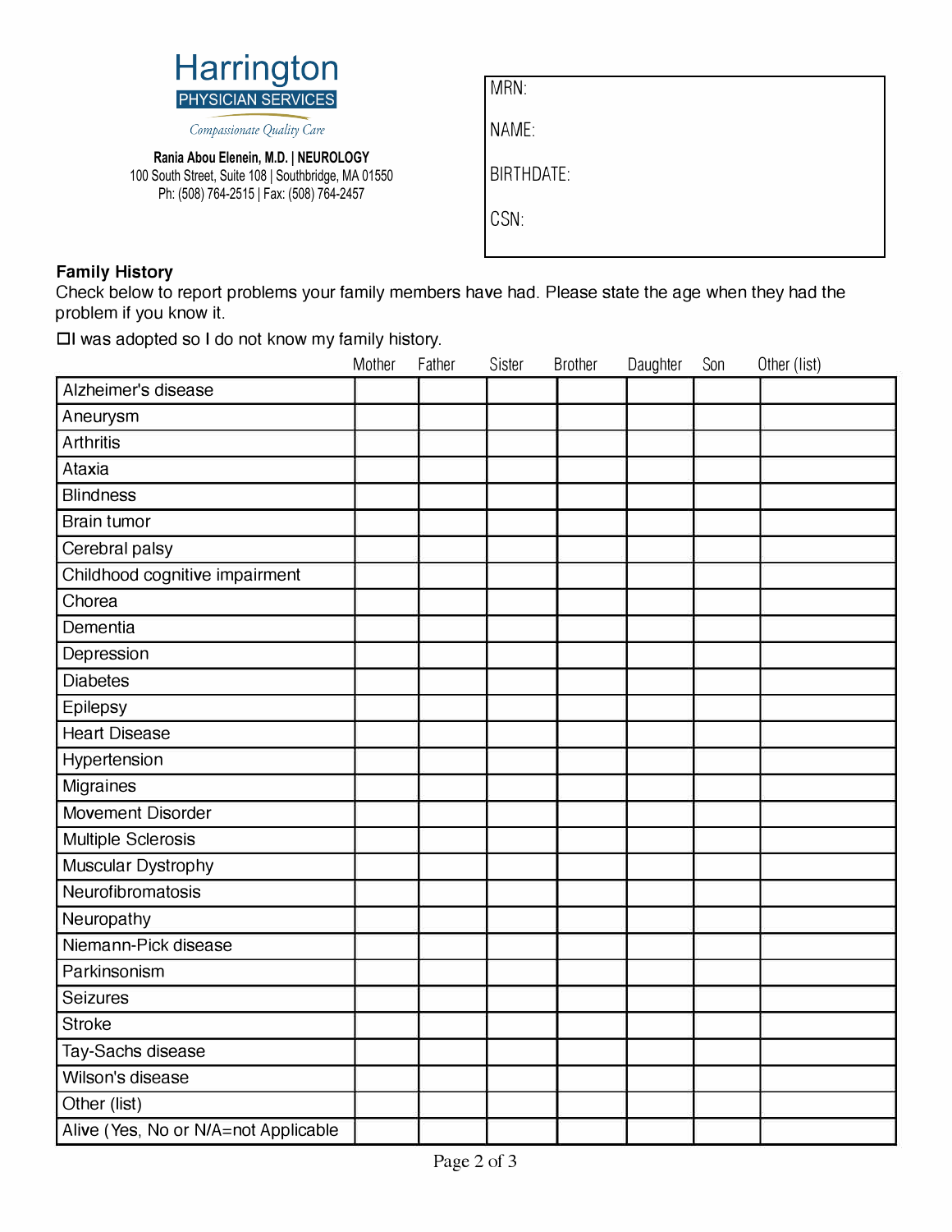Harrington
PHYSICIAN SERVICES
*Compassionate Quality Care*

**Rania Abou Elenein, M.D. | NEUROLOGY**
100 South Street, Suite 108 | Southbridge, MA 01550
Ph: (508) 764-2515 | Fax: (508) 764-2457

MRN:

NAME:

BIRTHDATE:

CSN:

**Family History**
Check below to report problems your family members have had. Please state the age when they had the problem if you know it.

☐ I was adopted so I do not know my family history.

| | Mother | Father | Sister | Brother | Daughter | Son | Other (list) |
|---|---|---|---|---|---|---|---|
| Alzheimer's disease | | | | | | | |
| Aneurysm | | | | | | | |
| Arthritis | | | | | | | |
| Ataxia | | | | | | | |
| Blindness | | | | | | | |
| Brain tumor | | | | | | | |
| Cerebral palsy | | | | | | | |
| Childhood cognitive impairment | | | | | | | |
| Chorea | | | | | | | |
| Dementia | | | | | | | |
| Depression | | | | | | | |
| Diabetes | | | | | | | |
| Epilepsy | | | | | | | |
| Heart Disease | | | | | | | |
| Hypertension | | | | | | | |
| Migraines | | | | | | | |
| Movement Disorder | | | | | | | |
| Multiple Sclerosis | | | | | | | |
| Muscular Dystrophy | | | | | | | |
| Neurofibromatosis | | | | | | | |
| Neuropathy | | | | | | | |
| Niemann-Pick disease | | | | | | | |
| Parkinsonism | | | | | | | |
| Seizures | | | | | | | |
| Stroke | | | | | | | |
| Tay-Sachs disease | | | | | | | |
| Wilson's disease | | | | | | | |
| Other (list) | | | | | | | |
| Alive (Yes, No or N/A=not Applicable | | | | | | | |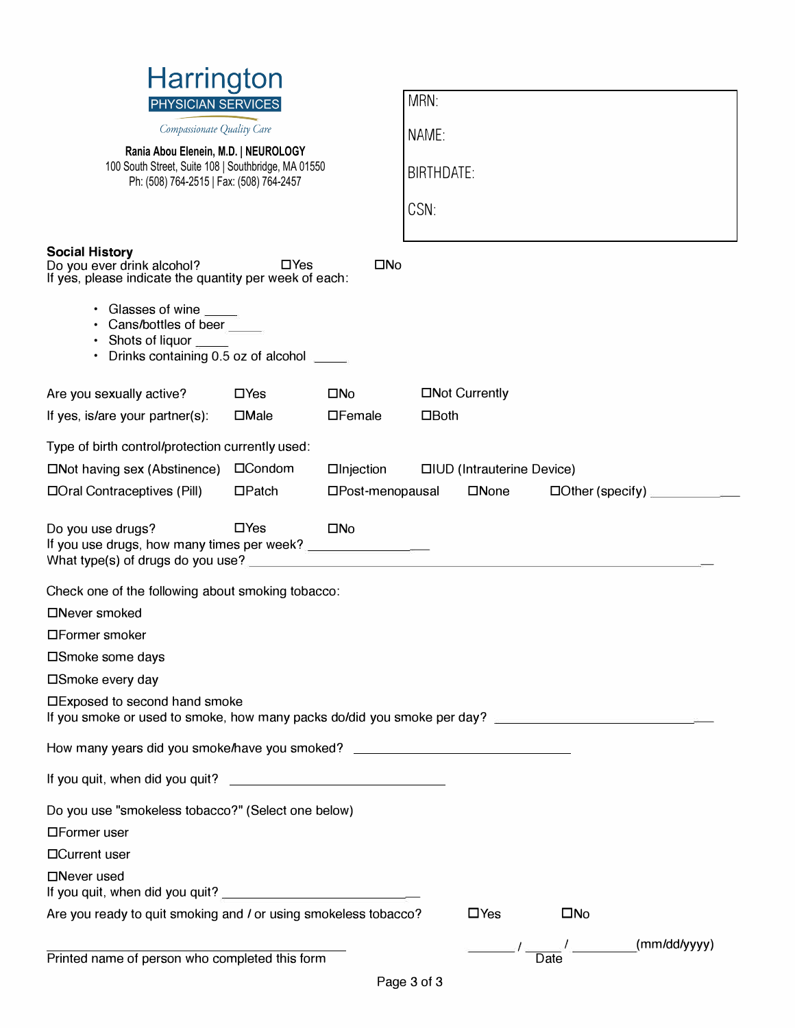Harrington
PHYSICIAN SERVICES
*Compassionate Quality Care*

**Rania Abou Elenein, M.D. | NEUROLOGY**
100 South Street, Suite 108 | Southbridge, MA 01550
Ph: (508) 764-2515 | Fax: (508) 764-2457

MRN:

NAME:

BIRTHDATE:

CSN:

**Social History**

Do you ever drink alcohol? ☐Yes ☐No
If yes, please indicate the quantity per week of each:

- Glasses of wine _____
- Cans/bottles of beer _____
- Shots of liquor _____
- Drinks containing 0.5 oz of alcohol _____

Are you sexually active? ☐Yes ☐No ☐Not Currently

If yes, is/are your partner(s): ☐Male ☐Female ☐Both

Type of birth control/protection currently used:

☐Not having sex (Abstinence) ☐Condom ☐Injection ☐IUD (Intrauterine Device)

☐Oral Contraceptives (Pill) ☐Patch ☐Post-menopausal ☐None ☐Other (specify) _______________

Do you use drugs? ☐Yes ☐No
If you use drugs, how many times per week? ________________
What type(s) of drugs do you use? ________________________________________________

Check one of the following about smoking tobacco:

☐Never smoked

☐Former smoker

☐Smoke some days

☐Smoke every day

☐Exposed to second hand smoke
If you smoke or used to smoke, how many packs do/did you smoke per day? ____________________

How many years did you smoke/have you smoked? ____________________

If you quit, when did you quit? ____________________

Do you use "smokeless tobacco?" (Select one below)

☐Former user

☐Current user

☐Never used
If you quit, when did you quit? ____________________

Are you ready to quit smoking and / or using smokeless tobacco? ☐Yes ☐No

______________________________
Printed name of person who completed this form

_______ / _____ / _________(mm/dd/yyyy)
Date